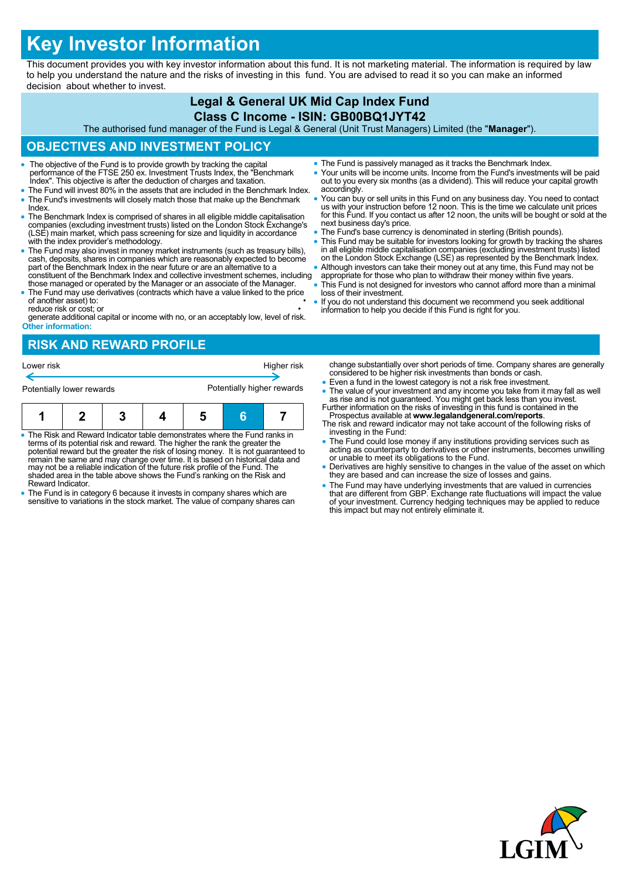# Key Investor Information

This document provides you with key investor information about this fund. It is not marketing material. The information is required by law to help you understand the nature and the risks of investing in this fund. You are advised to read it so you can make an informed decision about whether to invest.

## Legal & General UK Mid Cap Index Fund

## Class C Income - ISIN: GB00BQ1JYT42

The authorised fund manager of the Fund is Legal & General (Unit Trust Managers) Limited (the "**Manager**").

## OBJECTIVES AND INVESTMENT POLICY

- The objective of the Fund is to provide growth by tracking the capital performance of the FTSE 250 ex. Investment Trusts Index, the "Benchmark Index". This objective is after the deduction of charges and taxation.
- The Fund will invest 80% in the assets that are included in the Benchmark Index.
- The Fund's investments will closely match those that make up the Benchmark Index.
- The Benchmark Index is comprised of shares in all eligible middle capitalisation companies (excluding investment trusts) listed on the London Stock Exchange's (LSE) main market, which pass screening for size and liquidity in accordance with the index provider's methodology.
- The Fund may also invest in money market instruments (such as treasury bills), cash, deposits, shares in companies which are reasonably expected to become part of the Benchmark Index in the near future or are an alternative to a constituent of the Benchmark Index and collective investment schemes, including those managed or operated by the Manager or an associate of the Manager.
- The Fund may use derivatives (contracts which have a value linked to the price of another asset) to:
  - reduce risk or cost; or
  - generate additional capital or income with no, or an acceptably low, level of risk.

**Other information:**

- The Fund is passively managed as it tracks the Benchmark Index.
- Your units will be income units. Income from the Fund's investments will be paid out to you every six months (as a dividend). This will reduce your capital growth accordingly.
- You can buy or sell units in this Fund on any business day. You need to contact us with your instruction before 12 noon. This is the time we calculate unit prices for this Fund. If you contact us after 12 noon, the units will be bought or sold at the next business day's price.
- The Fund's base currency is denominated in sterling (British pounds).
- This Fund may be suitable for investors looking for growth by tracking the shares in all eligible middle capitalisation companies (excluding investment trusts) listed on the London Stock Exchange (LSE) as represented by the Benchmark Index.
- Although investors can take their money out at any time, this Fund may not be appropriate for those who plan to withdraw their money within five years.
- This Fund is not designed for investors who cannot afford more than a minimal loss of their investment.
- If you do not understand this document we recommend you seek additional information to help you decide if this Fund is right for you.

## RISK AND REWARD PROFILE

| Lower risk | | | | | | Higher risk |
|---|---|---|---|---|---|---|
| Potentially lower rewards | | | | | | Potentially higher rewards |
| 1 | 2 | 3 | 4 | 5 | **6** | 7 |

- The Risk and Reward Indicator table demonstrates where the Fund ranks in terms of its potential risk and reward. The higher the rank the greater the potential reward but the greater the risk of losing money. It is not guaranteed to remain the same and may change over time. It is based on historical data and may not be a reliable indication of the future risk profile of the Fund. The shaded area in the table above shows the Fund's ranking on the Risk and Reward Indicator.
- The Fund is in category 6 because it invests in company shares which are sensitive to variations in the stock market. The value of company shares can change substantially over short periods of time. Company shares are generally considered to be higher risk investments than bonds or cash.
- Even a fund in the lowest category is not a risk free investment.
- The value of your investment and any income you take from it may fall as well as rise and is not guaranteed. You might get back less than you invest.

Further information on the risks of investing in this fund is contained in the Prospectus available at **www.legalandgeneral.com/reports**.

The risk and reward indicator may not take account of the following risks of investing in the Fund:

- The Fund could lose money if any institutions providing services such as acting as counterparty to derivatives or other instruments, becomes unwilling or unable to meet its obligations to the Fund.
- Derivatives are highly sensitive to changes in the value of the asset on which they are based and can increase the size of losses and gains.
- The Fund may have underlying investments that are valued in currencies that are different from GBP. Exchange rate fluctuations will impact the value of your investment. Currency hedging techniques may be applied to reduce this impact but may not entirely eliminate it.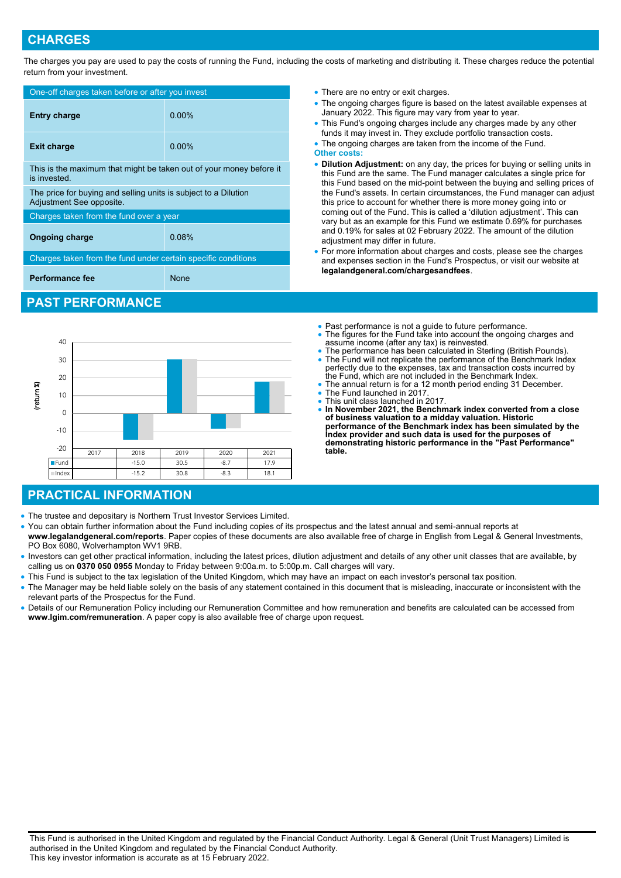## CHARGES

The charges you pay are used to pay the costs of running the Fund, including the costs of marketing and distributing it. These charges reduce the potential return from your investment.

| One-off charges taken before or after you invest | |
|---|---|
| **Entry charge** | 0.00% |
| **Exit charge** | 0.00% |
| This is the maximum that might be taken out of your money before it is invested. | |
| The price for buying and selling units is subject to a Dilution Adjustment See opposite. | |
| **Charges taken from the fund over a year** | |
| **Ongoing charge** | 0.08% |
| **Charges taken from the fund under certain specific conditions** | |
| **Performance fee** | None |

- There are no entry or exit charges.
- The ongoing charges figure is based on the latest available expenses at January 2022. This figure may vary from year to year.
- This Fund's ongoing charges include any charges made by any other funds it may invest in. They exclude portfolio transaction costs.
- The ongoing charges are taken from the income of the Fund.

**Other costs:**

- **Dilution Adjustment:** on any day, the prices for buying or selling units in this Fund are the same. The Fund manager calculates a single price for this Fund based on the mid-point between the buying and selling prices of the Fund's assets. In certain circumstances, the Fund manager can adjust this price to account for whether there is more money going into or coming out of the Fund. This is called a 'dilution adjustment'. This can vary but as an example for this Fund we estimate 0.69% for purchases and 0.19% for sales at 02 February 2022. The amount of the dilution adjustment may differ in future.
- For more information about charges and costs, please see the charges and expenses section in the Fund's Prospectus, or visit our website at **legalandgeneral.com/chargesandfees**.

## PAST PERFORMANCE

(return %)

40
30
20
10
0
-10
-20

2017 2018 2019 2020 2021

Fund: -15.0, 30.5, -8.7, 17.9

Index: -15.2, 30.8, -8.3, 18.1

- Past performance is not a guide to future performance.
- The figures for the Fund take into account the ongoing charges and assume income (after any tax) is reinvested.
- The performance has been calculated in Sterling (British Pounds).
- The Fund will not replicate the performance of the Benchmark Index perfectly due to the expenses, tax and transaction costs incurred by the Fund, which are not included in the Benchmark Index.
- The annual return is for a 12 month period ending 31 December.
- The Fund launched in 2017.
- This unit class launched in 2017.
- **In November 2021, the Benchmark index converted from a close of business valuation to a midday valuation. Historic performance of the Benchmark index has been simulated by the Index provider and such data is used for the purposes of demonstrating historic performance in the "Past Performance" table.**

## PRACTICAL INFORMATION

- The trustee and depositary is Northern Trust Investor Services Limited.
- You can obtain further information about the Fund including copies of its prospectus and the latest annual and semi-annual reports at **www.legalandgeneral.com/reports**. Paper copies of these documents are also available free of charge in English from Legal & General Investments, PO Box 6080, Wolverhampton WV1 9RB.
- Investors can get other practical information, including the latest prices, dilution adjustment and details of any other unit classes that are available, by calling us on **0370 050 0955** Monday to Friday between 9:00a.m. to 5:00p.m. Call charges will vary.
- This Fund is subject to the tax legislation of the United Kingdom, which may have an impact on each investor's personal tax position.
- The Manager may be held liable solely on the basis of any statement contained in this document that is misleading, inaccurate or inconsistent with the relevant parts of the Prospectus for the Fund.
- Details of our Remuneration Policy including our Remuneration Committee and how remuneration and benefits are calculated can be accessed from **www.lgim.com/remuneration**. A paper copy is also available free of charge upon request.

This Fund is authorised in the United Kingdom and regulated by the Financial Conduct Authority. Legal & General (Unit Trust Managers) Limited is authorised in the United Kingdom and regulated by the Financial Conduct Authority.
This key investor information is accurate as at 15 February 2022.